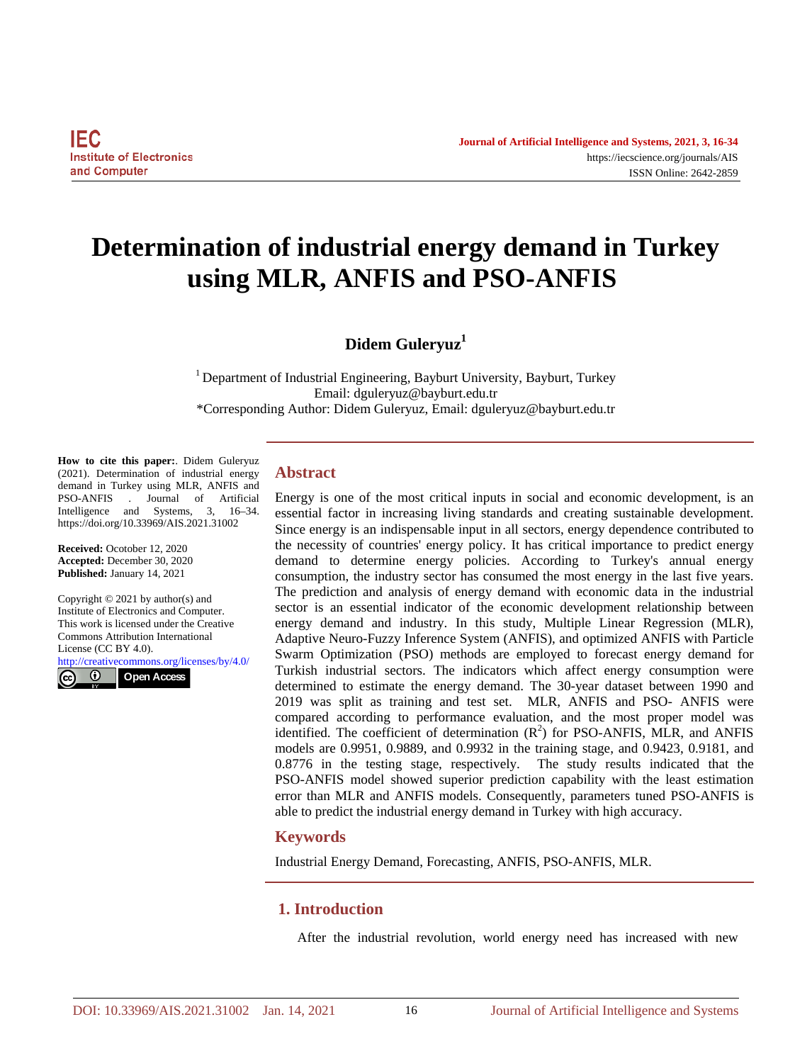# Determination of industrial energy demand in Turkey using MLR, ANFIS and PSO-ANFIS

**Didem Guleryuz**[1]

[1] Department of Industrial Engineering, Bayburt University, Bayburt, Turkey
Email: dguleryuz@bayburt.edu.tr
*Corresponding Author: Didem Guleryuz, Email: dguleryuz@bayburt.edu.tr

**How to cite this paper:**. Didem Guleryuz (2021). Determination of industrial energy demand in Turkey using MLR, ANFIS and PSO-ANFIS . Journal of Artificial Intelligence and Systems, 3, 16–34. https://doi.org/10.33969/AIS.2021.31002

**Received:** Ocotober 12, 2020
**Accepted:** December 30, 2020
**Published:** January 14, 2021

Copyright © 2021 by author(s) and Institute of Electronics and Computer. This work is licensed under the Creative Commons Attribution International License (CC BY 4.0).
http://creativecommons.org/licenses/by/4.0/

Open Access

## Abstract

Energy is one of the most critical inputs in social and economic development, is an essential factor in increasing living standards and creating sustainable development. Since energy is an indispensable input in all sectors, energy dependence contributed to the necessity of countries' energy policy. It has critical importance to predict energy demand to determine energy policies. According to Turkey's annual energy consumption, the industry sector has consumed the most energy in the last five years. The prediction and analysis of energy demand with economic data in the industrial sector is an essential indicator of the economic development relationship between energy demand and industry. In this study, Multiple Linear Regression (MLR), Adaptive Neuro-Fuzzy Inference System (ANFIS), and optimized ANFIS with Particle Swarm Optimization (PSO) methods are employed to forecast energy demand for Turkish industrial sectors. The indicators which affect energy consumption were determined to estimate the energy demand. The 30-year dataset between 1990 and 2019 was split as training and test set. MLR, ANFIS and PSO- ANFIS were compared according to performance evaluation, and the most proper model was identified. The coefficient of determination ($R^2$) for PSO-ANFIS, MLR, and ANFIS models are 0.9951, 0.9889, and 0.9932 in the training stage, and 0.9423, 0.9181, and 0.8776 in the testing stage, respectively. The study results indicated that the PSO-ANFIS model showed superior prediction capability with the least estimation error than MLR and ANFIS models. Consequently, parameters tuned PSO-ANFIS is able to predict the industrial energy demand in Turkey with high accuracy.

## Keywords

Industrial Energy Demand, Forecasting, ANFIS, PSO-ANFIS, MLR.

## 1. Introduction

After the industrial revolution, world energy need has increased with new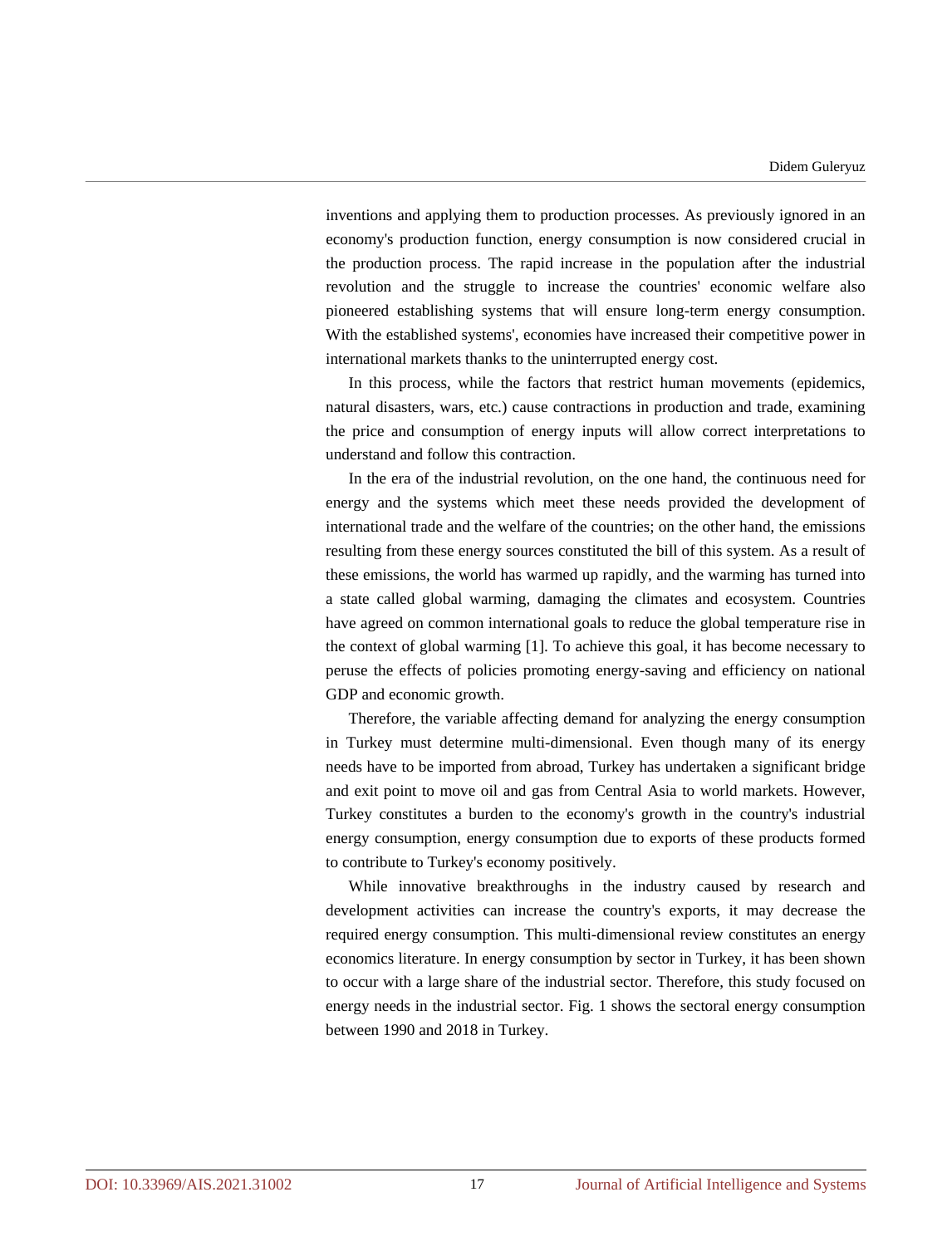inventions and applying them to production processes. As previously ignored in an economy's production function, energy consumption is now considered crucial in the production process. The rapid increase in the population after the industrial revolution and the struggle to increase the countries' economic welfare also pioneered establishing systems that will ensure long-term energy consumption. With the established systems', economies have increased their competitive power in international markets thanks to the uninterrupted energy cost.

In this process, while the factors that restrict human movements (epidemics, natural disasters, wars, etc.) cause contractions in production and trade, examining the price and consumption of energy inputs will allow correct interpretations to understand and follow this contraction.

In the era of the industrial revolution, on the one hand, the continuous need for energy and the systems which meet these needs provided the development of international trade and the welfare of the countries; on the other hand, the emissions resulting from these energy sources constituted the bill of this system. As a result of these emissions, the world has warmed up rapidly, and the warming has turned into a state called global warming, damaging the climates and ecosystem. Countries have agreed on common international goals to reduce the global temperature rise in the context of global warming [1]. To achieve this goal, it has become necessary to peruse the effects of policies promoting energy-saving and efficiency on national GDP and economic growth.

Therefore, the variable affecting demand for analyzing the energy consumption in Turkey must determine multi-dimensional. Even though many of its energy needs have to be imported from abroad, Turkey has undertaken a significant bridge and exit point to move oil and gas from Central Asia to world markets. However, Turkey constitutes a burden to the economy's growth in the country's industrial energy consumption, energy consumption due to exports of these products formed to contribute to Turkey's economy positively.

While innovative breakthroughs in the industry caused by research and development activities can increase the country's exports, it may decrease the required energy consumption. This multi-dimensional review constitutes an energy economics literature. In energy consumption by sector in Turkey, it has been shown to occur with a large share of the industrial sector. Therefore, this study focused on energy needs in the industrial sector. Fig. 1 shows the sectoral energy consumption between 1990 and 2018 in Turkey.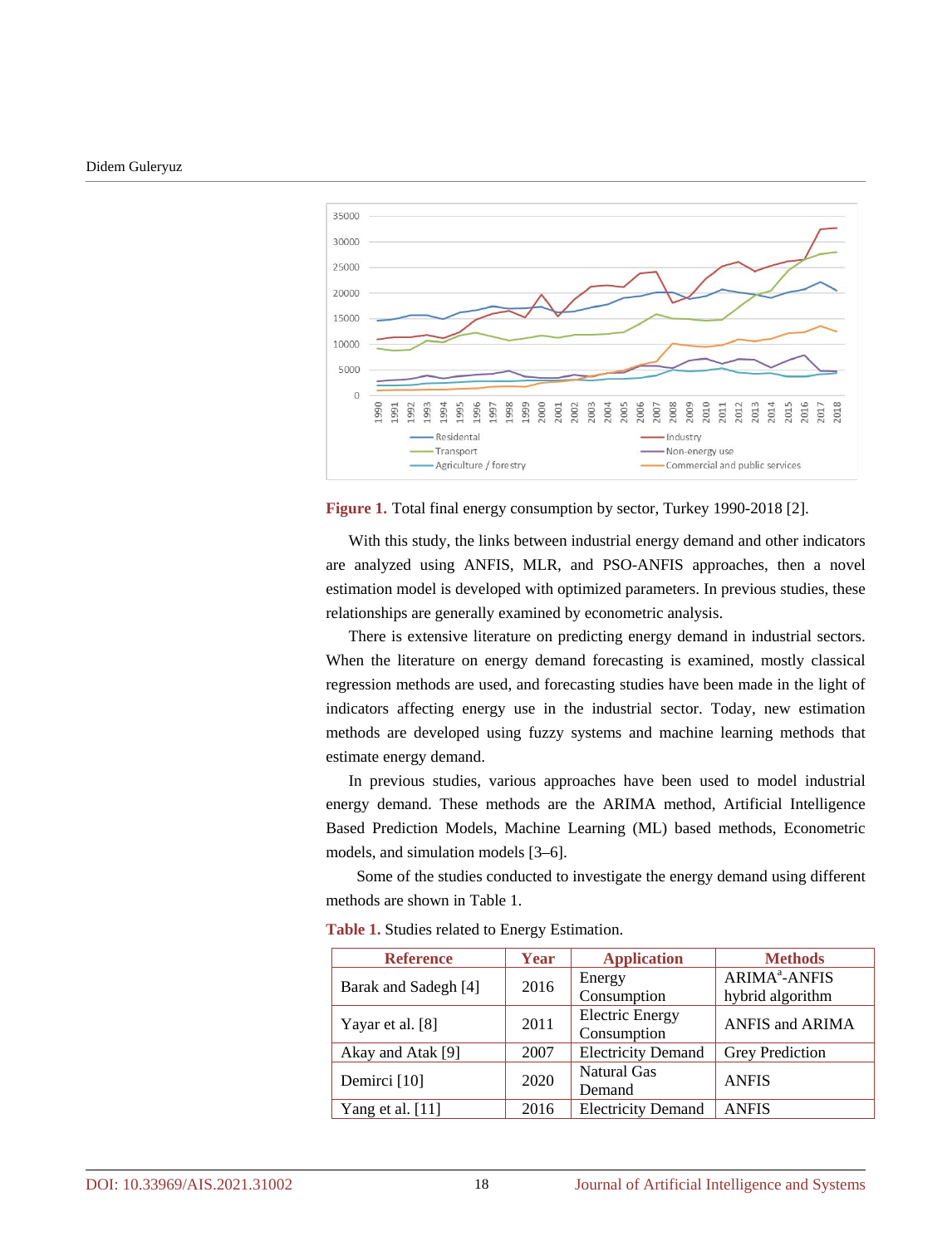35000
30000
25000
20000
15000
10000
5000
0

1990 1991 1992 1993 1994 1995 1996 1997 1998 1999 2000 2001 2002 2003 2004 2005 2006 2007 2008 2009 2010 2011 2012 2013 2014 2015 2016 2017 2018

Residental
Industry
Transport
Non-energy use
Agriculture / forestry
Commercial and public services

**Figure 1.** Total final energy consumption by sector, Turkey 1990-2018 [2].

With this study, the links between industrial energy demand and other indicators are analyzed using ANFIS, MLR, and PSO-ANFIS approaches, then a novel estimation model is developed with optimized parameters. In previous studies, these relationships are generally examined by econometric analysis.

There is extensive literature on predicting energy demand in industrial sectors. When the literature on energy demand forecasting is examined, mostly classical regression methods are used, and forecasting studies have been made in the light of indicators affecting energy use in the industrial sector. Today, new estimation methods are developed using fuzzy systems and machine learning methods that estimate energy demand.

In previous studies, various approaches have been used to model industrial energy demand. These methods are the ARIMA method, Artificial Intelligence Based Prediction Models, Machine Learning (ML) based methods, Econometric models, and simulation models [3–6].

Some of the studies conducted to investigate the energy demand using different methods are shown in Table 1.

**Table 1.** Studies related to Energy Estimation.

| Reference | Year | Application | Methods |
|---|---|---|---|
| Barak and Sadegh [4] | 2016 | Energy Consumption | ARIMA[a]-ANFIS hybrid algorithm |
| Yayar et al. [8] | 2011 | Electric Energy Consumption | ANFIS and ARIMA |
| Akay and Atak [9] | 2007 | Electricity Demand | Grey Prediction |
| Demirci [10] | 2020 | Natural Gas Demand | ANFIS |
| Yang et al. [11] | 2016 | Electricity Demand | ANFIS |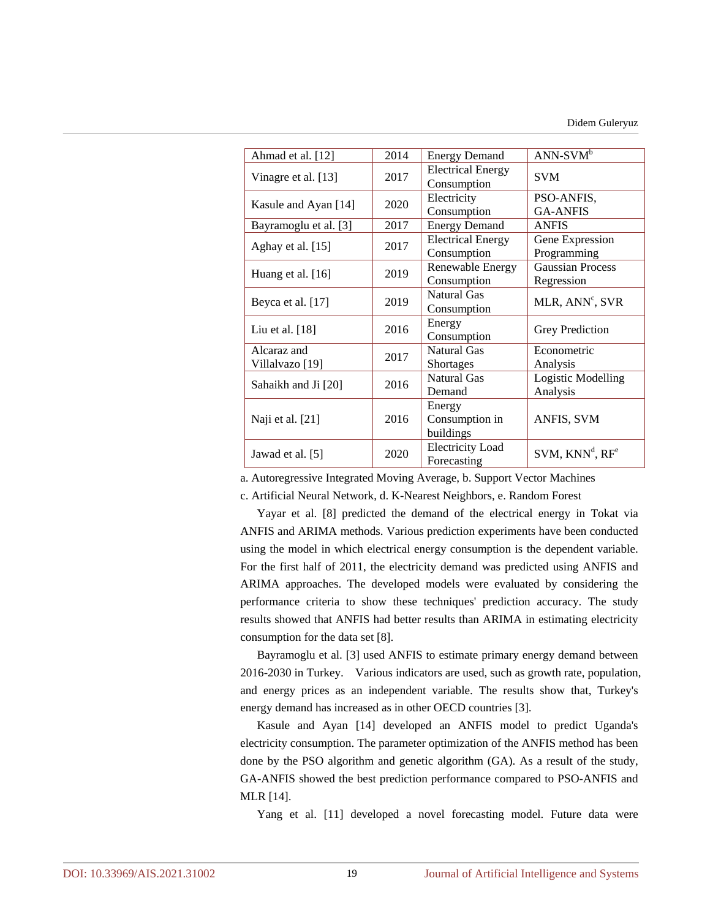| | | | |
|---|---|---|---|
| Ahmad et al. [12] | 2014 | Energy Demand | ANN-SVM[b] |
| Vinagre et al. [13] | 2017 | Electrical Energy Consumption | SVM |
| Kasule and Ayan [14] | 2020 | Electricity Consumption | PSO-ANFIS, GA-ANFIS |
| Bayramoglu et al. [3] | 2017 | Energy Demand | ANFIS |
| Aghay et al. [15] | 2017 | Electrical Energy Consumption | Gene Expression Programming |
| Huang et al. [16] | 2019 | Renewable Energy Consumption | Gaussian Process Regression |
| Beyca et al. [17] | 2019 | Natural Gas Consumption | MLR, ANN[c], SVR |
| Liu et al. [18] | 2016 | Energy Consumption | Grey Prediction |
| Alcaraz and Villalvazo [19] | 2017 | Natural Gas Shortages | Econometric Analysis |
| Sahaikh and Ji [20] | 2016 | Natural Gas Demand | Logistic Modelling Analysis |
| Naji et al. [21] | 2016 | Energy Consumption in buildings | ANFIS, SVM |
| Jawad et al. [5] | 2020 | Electricity Load Forecasting | SVM, KNN[d], RF[e] |

a. Autoregressive Integrated Moving Average, b. Support Vector Machines

c. Artificial Neural Network, d. K-Nearest Neighbors, e. Random Forest

Yayar et al. [8] predicted the demand of the electrical energy in Tokat via ANFIS and ARIMA methods. Various prediction experiments have been conducted using the model in which electrical energy consumption is the dependent variable. For the first half of 2011, the electricity demand was predicted using ANFIS and ARIMA approaches. The developed models were evaluated by considering the performance criteria to show these techniques' prediction accuracy. The study results showed that ANFIS had better results than ARIMA in estimating electricity consumption for the data set [8].

Bayramoglu et al. [3] used ANFIS to estimate primary energy demand between 2016-2030 in Turkey. Various indicators are used, such as growth rate, population, and energy prices as an independent variable. The results show that, Turkey's energy demand has increased as in other OECD countries [3].

Kasule and Ayan [14] developed an ANFIS model to predict Uganda's electricity consumption. The parameter optimization of the ANFIS method has been done by the PSO algorithm and genetic algorithm (GA). As a result of the study, GA-ANFIS showed the best prediction performance compared to PSO-ANFIS and MLR [14].

Yang et al. [11] developed a novel forecasting model. Future data were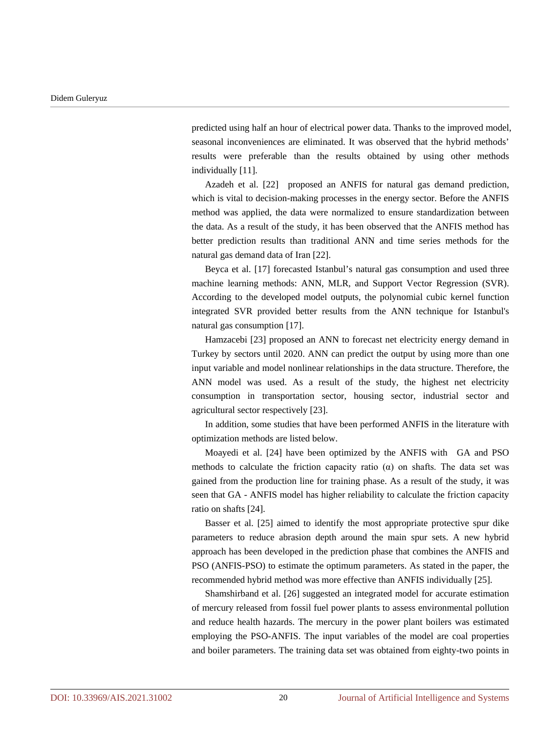predicted using half an hour of electrical power data. Thanks to the improved model, seasonal inconveniences are eliminated. It was observed that the hybrid methods' results were preferable than the results obtained by using other methods individually [11].

Azadeh et al. [22] proposed an ANFIS for natural gas demand prediction, which is vital to decision-making processes in the energy sector. Before the ANFIS method was applied, the data were normalized to ensure standardization between the data. As a result of the study, it has been observed that the ANFIS method has better prediction results than traditional ANN and time series methods for the natural gas demand data of Iran [22].

Beyca et al. [17] forecasted Istanbul's natural gas consumption and used three machine learning methods: ANN, MLR, and Support Vector Regression (SVR). According to the developed model outputs, the polynomial cubic kernel function integrated SVR provided better results from the ANN technique for Istanbul's natural gas consumption [17].

Hamzacebi [23] proposed an ANN to forecast net electricity energy demand in Turkey by sectors until 2020. ANN can predict the output by using more than one input variable and model nonlinear relationships in the data structure. Therefore, the ANN model was used. As a result of the study, the highest net electricity consumption in transportation sector, housing sector, industrial sector and agricultural sector respectively [23].

In addition, some studies that have been performed ANFIS in the literature with optimization methods are listed below.

Moayedi et al. [24] have been optimized by the ANFIS with GA and PSO methods to calculate the friction capacity ratio ($\alpha$) on shafts. The data set was gained from the production line for training phase. As a result of the study, it was seen that GA - ANFIS model has higher reliability to calculate the friction capacity ratio on shafts [24].

Basser et al. [25] aimed to identify the most appropriate protective spur dike parameters to reduce abrasion depth around the main spur sets. A new hybrid approach has been developed in the prediction phase that combines the ANFIS and PSO (ANFIS-PSO) to estimate the optimum parameters. As stated in the paper, the recommended hybrid method was more effective than ANFIS individually [25].

Shamshirband et al. [26] suggested an integrated model for accurate estimation of mercury released from fossil fuel power plants to assess environmental pollution and reduce health hazards. The mercury in the power plant boilers was estimated employing the PSO-ANFIS. The input variables of the model are coal properties and boiler parameters. The training data set was obtained from eighty-two points in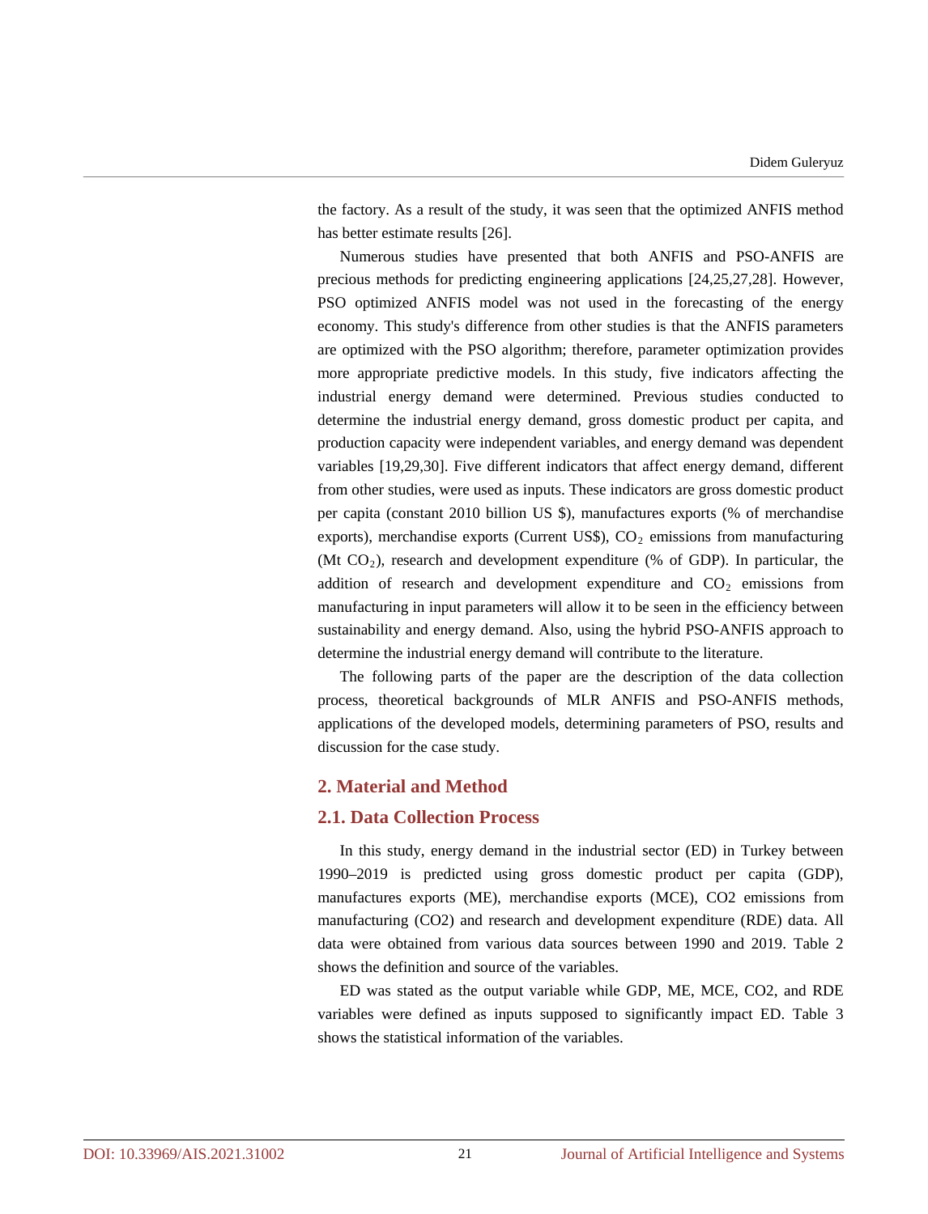the factory. As a result of the study, it was seen that the optimized ANFIS method has better estimate results [26].

Numerous studies have presented that both ANFIS and PSO-ANFIS are precious methods for predicting engineering applications [24,25,27,28]. However, PSO optimized ANFIS model was not used in the forecasting of the energy economy. This study's difference from other studies is that the ANFIS parameters are optimized with the PSO algorithm; therefore, parameter optimization provides more appropriate predictive models. In this study, five indicators affecting the industrial energy demand were determined. Previous studies conducted to determine the industrial energy demand, gross domestic product per capita, and production capacity were independent variables, and energy demand was dependent variables [19,29,30]. Five different indicators that affect energy demand, different from other studies, were used as inputs. These indicators are gross domestic product per capita (constant 2010 billion US $), manufactures exports (% of merchandise exports), merchandise exports (Current US$), $CO_2$ emissions from manufacturing (Mt $CO_2$), research and development expenditure (% of GDP). In particular, the addition of research and development expenditure and $CO_2$ emissions from manufacturing in input parameters will allow it to be seen in the efficiency between sustainability and energy demand. Also, using the hybrid PSO-ANFIS approach to determine the industrial energy demand will contribute to the literature.

The following parts of the paper are the description of the data collection process, theoretical backgrounds of MLR ANFIS and PSO-ANFIS methods, applications of the developed models, determining parameters of PSO, results and discussion for the case study.

## 2. Material and Method

### 2.1. Data Collection Process

In this study, energy demand in the industrial sector (ED) in Turkey between 1990–2019 is predicted using gross domestic product per capita (GDP), manufactures exports (ME), merchandise exports (MCE), CO2 emissions from manufacturing (CO2) and research and development expenditure (RDE) data. All data were obtained from various data sources between 1990 and 2019. Table 2 shows the definition and source of the variables.

ED was stated as the output variable while GDP, ME, MCE, CO2, and RDE variables were defined as inputs supposed to significantly impact ED. Table 3 shows the statistical information of the variables.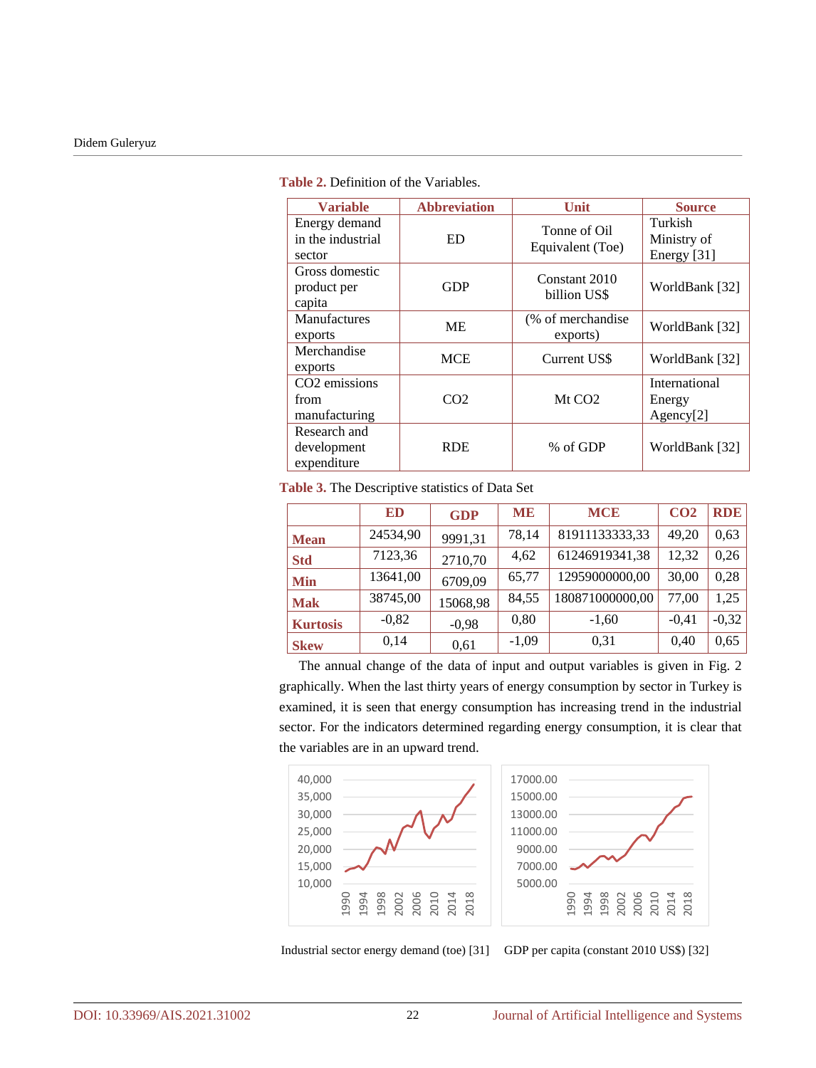**Table 2.** Definition of the Variables.

| Variable | Abbreviation | Unit | Source |
|---|---|---|---|
| Energy demand in the industrial sector | ED | Tonne of Oil Equivalent (Toe) | Turkish Ministry of Energy [31] |
| Gross domestic product per capita | GDP | Constant 2010 billion US$ | WorldBank [32] |
| Manufactures exports | ME | (% of merchandise exports) | WorldBank [32] |
| Merchandise exports | MCE | Current US$ | WorldBank [32] |
| CO2 emissions from manufacturing | CO2 | Mt CO2 | International Energy Agency[2] |
| Research and development expenditure | RDE | % of GDP | WorldBank [32] |

**Table 3.** The Descriptive statistics of Data Set

| | ED | GDP | ME | MCE | CO2 | RDE |
|---|---|---|---|---|---|---|
| **Mean** | 24534,90 | 9991,31 | 78,14 | 81911133333,33 | 49,20 | 0,63 |
| **Std** | 7123,36 | 2710,70 | 4,62 | 61246919341,38 | 12,32 | 0,26 |
| **Min** | 13641,00 | 6709,09 | 65,77 | 12959000000,00 | 30,00 | 0,28 |
| **Mak** | 38745,00 | 15068,98 | 84,55 | 180871000000,00 | 77,00 | 1,25 |
| **Kurtosis** | -0,82 | -0,98 | 0,80 | -1,60 | -0,41 | -0,32 |
| **Skew** | 0,14 | 0,61 | -1,09 | 0,31 | 0,40 | 0,65 |

The annual change of the data of input and output variables is given in Fig. 2 graphically. When the last thirty years of energy consumption by sector in Turkey is examined, it is seen that energy consumption has increasing trend in the industrial sector. For the indicators determined regarding energy consumption, it is clear that the variables are in an upward trend.

Industrial sector energy demand (toe) [31]

GDP per capita (constant 2010 US$) [32]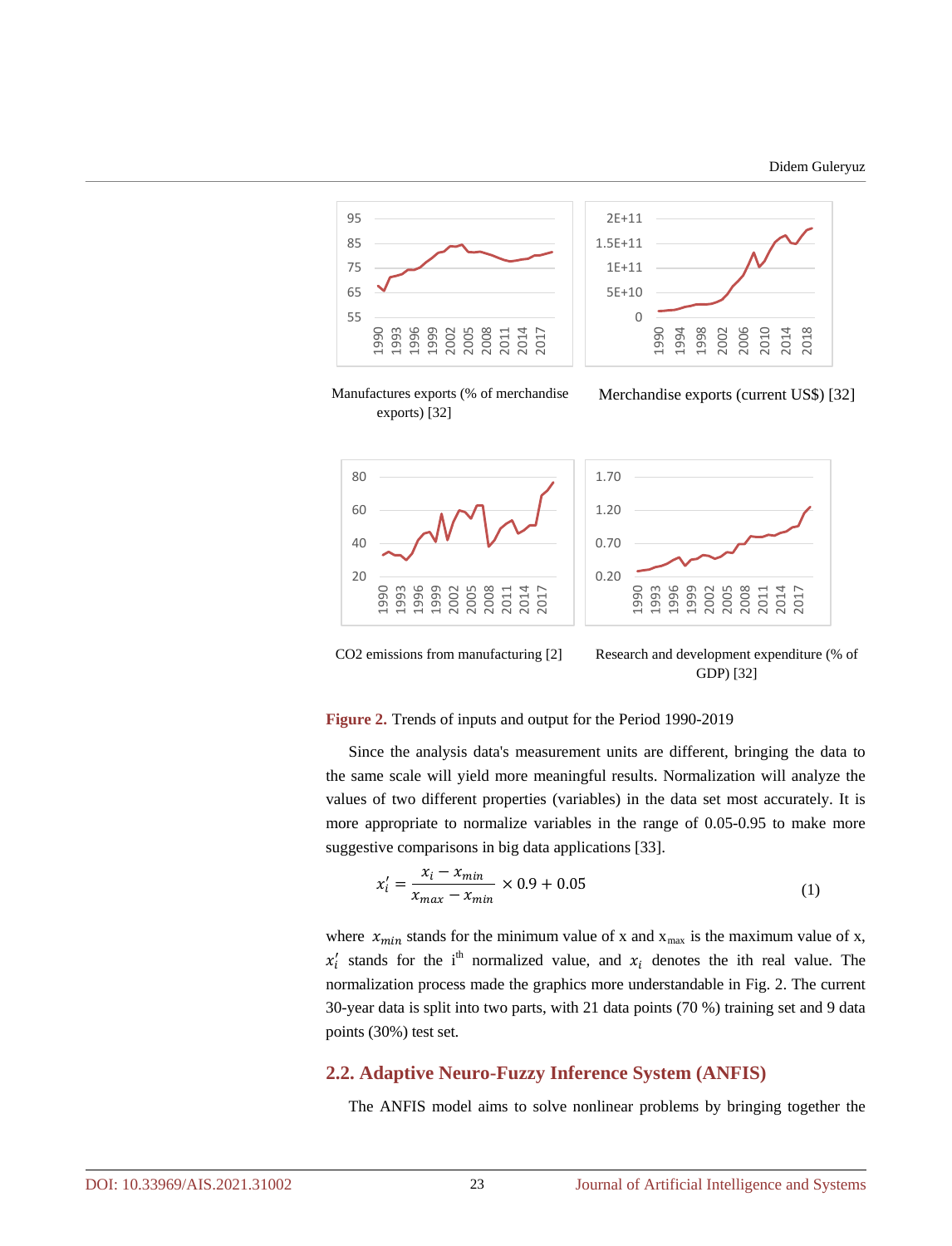Manufactures exports (% of merchandise exports) [32]

Merchandise exports (current US$) [32]

$CO_2$ emissions from manufacturing [2]

Research and development expenditure (% of GDP) [32]

**Figure 2.** Trends of inputs and output for the Period 1990-2019

Since the analysis data's measurement units are different, bringing the data to the same scale will yield more meaningful results. Normalization will analyze the values of two different properties (variables) in the data set most accurately. It is more appropriate to normalize variables in the range of 0.05-0.95 to make more suggestive comparisons in big data applications [33].

$$x_i' = \frac{x_i - x_{min}}{x_{max} - x_{min}} \times 0.9 + 0.05 \tag{1}$$

where $x_{min}$ stands for the minimum value of x and $x_{max}$ is the maximum value of x, $x_i'$ stands for the i[th] normalized value, and $x_i$ denotes the ith real value. The normalization process made the graphics more understandable in Fig. 2. The current 30-year data is split into two parts, with 21 data points (70 %) training set and 9 data points (30%) test set.

## 2.2. Adaptive Neuro-Fuzzy Inference System (ANFIS)

The ANFIS model aims to solve nonlinear problems by bringing together the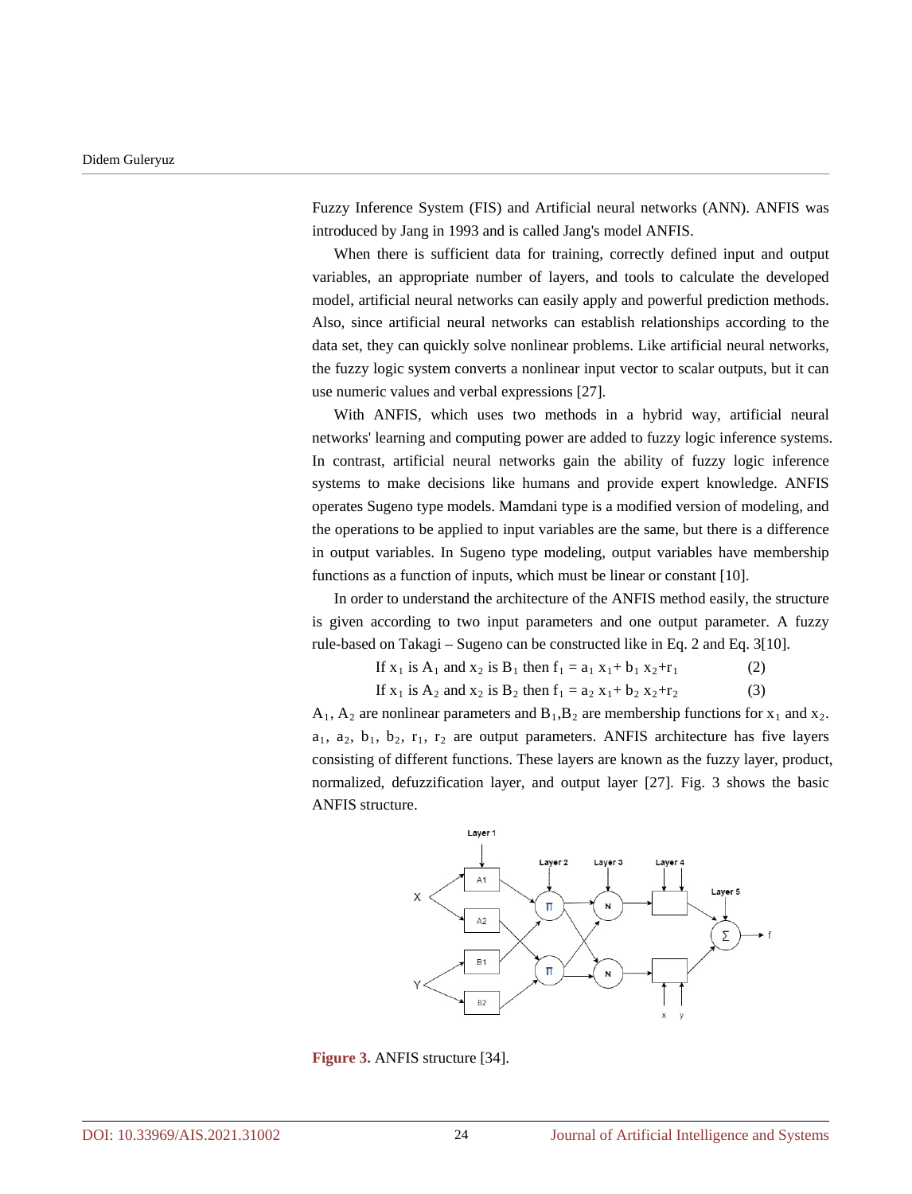Fuzzy Inference System (FIS) and Artificial neural networks (ANN). ANFIS was introduced by Jang in 1993 and is called Jang's model ANFIS.

When there is sufficient data for training, correctly defined input and output variables, an appropriate number of layers, and tools to calculate the developed model, artificial neural networks can easily apply and powerful prediction methods. Also, since artificial neural networks can establish relationships according to the data set, they can quickly solve nonlinear problems. Like artificial neural networks, the fuzzy logic system converts a nonlinear input vector to scalar outputs, but it can use numeric values and verbal expressions [27].

With ANFIS, which uses two methods in a hybrid way, artificial neural networks' learning and computing power are added to fuzzy logic inference systems. In contrast, artificial neural networks gain the ability of fuzzy logic inference systems to make decisions like humans and provide expert knowledge. ANFIS operates Sugeno type models. Mamdani type is a modified version of modeling, and the operations to be applied to input variables are the same, but there is a difference in output variables. In Sugeno type modeling, output variables have membership functions as a function of inputs, which must be linear or constant [10].

In order to understand the architecture of the ANFIS method easily, the structure is given according to two input parameters and one output parameter. A fuzzy rule-based on Takagi – Sugeno can be constructed like in Eq. 2 and Eq. 3[10].

$$\text{If } x_1 \text{ is } A_1 \text{ and } x_2 \text{ is } B_1 \text{ then } f_1 = a_1 x_1 + b_1 x_2 + r_1 \quad (2)$$

$$\text{If } x_1 \text{ is } A_2 \text{ and } x_2 \text{ is } B_2 \text{ then } f_1 = a_2 x_1 + b_2 x_2 + r_2 \quad (3)$$

$A_1$, $A_2$ are nonlinear parameters and $B_1$,$B_2$ are membership functions for $x_1$ and $x_2$. $a_1$, $a_2$, $b_1$, $b_2$, $r_1$, $r_2$ are output parameters. ANFIS architecture has five layers consisting of different functions. These layers are known as the fuzzy layer, product, normalized, defuzzification layer, and output layer [27]. Fig. 3 shows the basic ANFIS structure.

Layer 1
Layer 2
Layer 3
Layer 4
Layer 5
X
Y
A1
A2
B1
B2
Π
Π
N
N
Σ
f
x y

**Figure 3.** ANFIS structure [34].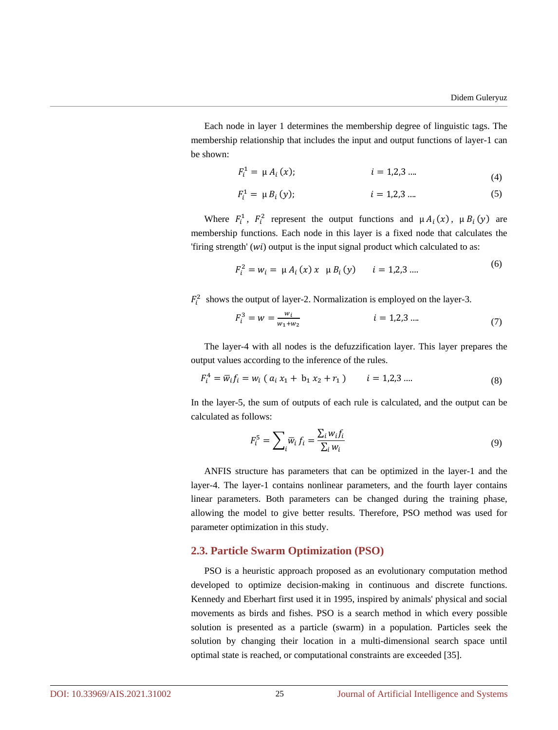Each node in layer 1 determines the membership degree of linguistic tags. The membership relationship that includes the input and output functions of layer-1 can be shown:

$$F_i^1 = \mu A_i(x); \qquad i = 1,2,3 \ldots. \tag{4}$$

$$F_i^1 = \mu B_i(y); \qquad i = 1,2,3 \ldots. \tag{5}$$

Where $F_i^1$, $F_i^2$ represent the output functions and $\mu A_i(x)$, $\mu B_i(y)$ are membership functions. Each node in this layer is a fixed node that calculates the 'firing strength' ($wi$) output is the input signal product which calculated to as:

$$F_i^2 = w_i = \mu A_i(x)\, x \;\; \mu B_i(y) \qquad i = 1,2,3 \ldots. \tag{6}$$

$F_i^2$ shows the output of layer-2. Normalization is employed on the layer-3.

$$F_i^3 = w = \frac{w_i}{w_1 + w_2} \qquad i = 1,2,3 \ldots. \tag{7}$$

The layer-4 with all nodes is the defuzzification layer. This layer prepares the output values according to the inference of the rules.

$$F_i^4 = \overline{w}_i f_i = w_i\,(a_i x_1 + b_1 x_2 + r_1) \qquad i = 1,2,3 \ldots. \tag{8}$$

In the layer-5, the sum of outputs of each rule is calculated, and the output can be calculated as follows:

$$F_i^5 = \sum_i \overline{w}_i f_i = \frac{\sum_i w_i f_i}{\sum_i w_i} \tag{9}$$

ANFIS structure has parameters that can be optimized in the layer-1 and the layer-4. The layer-1 contains nonlinear parameters, and the fourth layer contains linear parameters. Both parameters can be changed during the training phase, allowing the model to give better results. Therefore, PSO method was used for parameter optimization in this study.

### 2.3. Particle Swarm Optimization (PSO)

PSO is a heuristic approach proposed as an evolutionary computation method developed to optimize decision-making in continuous and discrete functions. Kennedy and Eberhart first used it in 1995, inspired by animals' physical and social movements as birds and fishes. PSO is a search method in which every possible solution is presented as a particle (swarm) in a population. Particles seek the solution by changing their location in a multi-dimensional search space until optimal state is reached, or computational constraints are exceeded [35].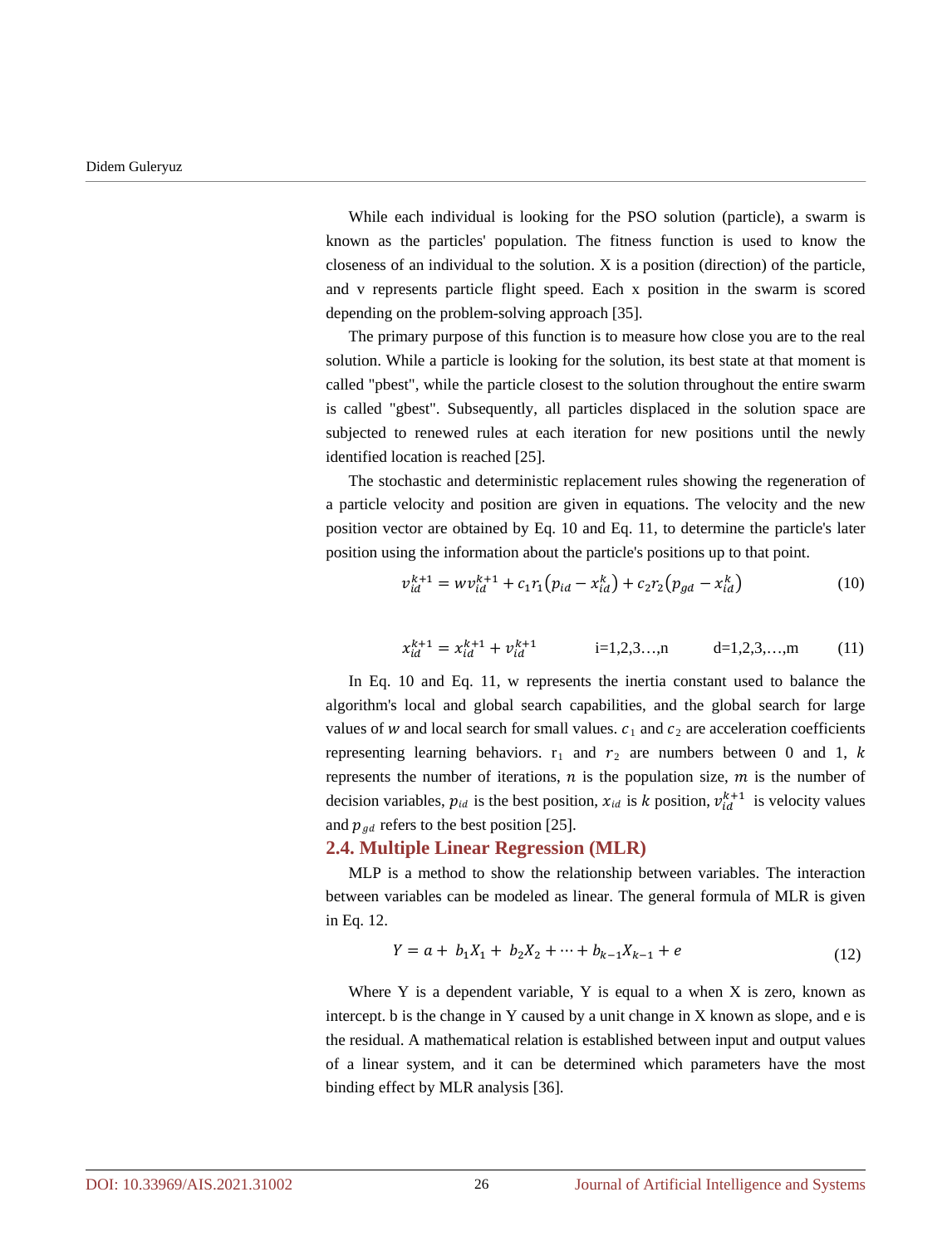While each individual is looking for the PSO solution (particle), a swarm is known as the particles' population. The fitness function is used to know the closeness of an individual to the solution. X is a position (direction) of the particle, and v represents particle flight speed. Each x position in the swarm is scored depending on the problem-solving approach [35].

The primary purpose of this function is to measure how close you are to the real solution. While a particle is looking for the solution, its best state at that moment is called "pbest", while the particle closest to the solution throughout the entire swarm is called "gbest". Subsequently, all particles displaced in the solution space are subjected to renewed rules at each iteration for new positions until the newly identified location is reached [25].

The stochastic and deterministic replacement rules showing the regeneration of a particle velocity and position are given in equations. The velocity and the new position vector are obtained by Eq. 10 and Eq. 11, to determine the particle's later position using the information about the particle's positions up to that point.

$$v_{id}^{k+1} = wv_{id}^{k+1} + c_1 r_1 (p_{id} - x_{id}^{k}) + c_2 r_2 (p_{gd} - x_{id}^{k}) \tag{10}$$

$$x_{id}^{k+1} = x_{id}^{k+1} + v_{id}^{k+1} \qquad \text{i=1,2,3…,n} \qquad \text{d=1,2,3,…,m} \tag{11}$$

In Eq. 10 and Eq. 11, w represents the inertia constant used to balance the algorithm's local and global search capabilities, and the global search for large values of $w$ and local search for small values. $c_1$ and $c_2$ are acceleration coefficients representing learning behaviors. $r_1$ and $r_2$ are numbers between 0 and 1, $k$ represents the number of iterations, $n$ is the population size, $m$ is the number of decision variables, $p_{id}$ is the best position, $x_{id}$ is $k$ position, $v_{id}^{k+1}$ is velocity values and $p_{gd}$ refers to the best position [25].

### 2.4. Multiple Linear Regression (MLR)

MLP is a method to show the relationship between variables. The interaction between variables can be modeled as linear. The general formula of MLR is given in Eq. 12.

$$Y = a + b_1 X_1 + b_2 X_2 + \cdots + b_{k-1} X_{k-1} + e \tag{12}$$

Where Y is a dependent variable, Y is equal to a when X is zero, known as intercept. b is the change in Y caused by a unit change in X known as slope, and e is the residual. A mathematical relation is established between input and output values of a linear system, and it can be determined which parameters have the most binding effect by MLR analysis [36].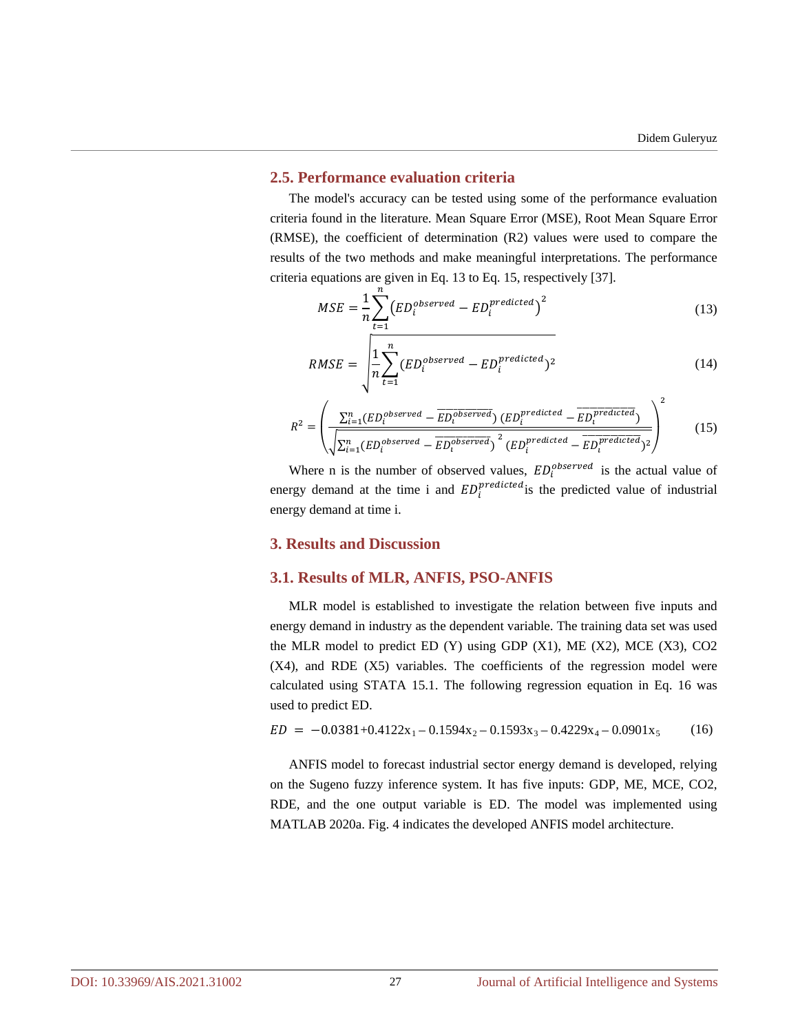### 2.5. Performance evaluation criteria

The model's accuracy can be tested using some of the performance evaluation criteria found in the literature. Mean Square Error (MSE), Root Mean Square Error (RMSE), the coefficient of determination (R2) values were used to compare the results of the two methods and make meaningful interpretations. The performance criteria equations are given in Eq. 13 to Eq. 15, respectively [37].

$$MSE = \frac{1}{n}\sum_{t=1}^{n}\left(ED_i^{observed} - ED_i^{predicted}\right)^2 \tag{13}$$

$$RMSE = \sqrt{\frac{1}{n}\sum_{t=1}^{n}(ED_i^{observed} - ED_i^{predicted})^2} \tag{14}$$

$$R^2 = \left(\frac{\sum_{i=1}^{n}(ED_i^{observed} - \overline{ED_i^{observed}})\,(ED_i^{predicted} - \overline{ED_i^{predicted}})}{\sqrt{\sum_{i=1}^{n}(ED_i^{observed} - \overline{ED_i^{observed}})^2\,(ED_i^{predicted} - \overline{ED_i^{predicted}})^2}}\right)^2 \tag{15}$$

Where n is the number of observed values, $ED_i^{observed}$ is the actual value of energy demand at the time i and $ED_i^{predicted}$is the predicted value of industrial energy demand at time i.

## 3. Results and Discussion

### 3.1. Results of MLR, ANFIS, PSO-ANFIS

MLR model is established to investigate the relation between five inputs and energy demand in industry as the dependent variable. The training data set was used the MLR model to predict ED (Y) using GDP (X1), ME (X2), MCE (X3), CO2 (X4), and RDE (X5) variables. The coefficients of the regression model were calculated using STATA 15.1. The following regression equation in Eq. 16 was used to predict ED.

$$ED = -0.0381 + 0.4122x_1 - 0.1594x_2 - 0.1593x_3 - 0.4229x_4 - 0.0901x_5 \tag{16}$$

ANFIS model to forecast industrial sector energy demand is developed, relying on the Sugeno fuzzy inference system. It has five inputs: GDP, ME, MCE, CO2, RDE, and the one output variable is ED. The model was implemented using MATLAB 2020a. Fig. 4 indicates the developed ANFIS model architecture.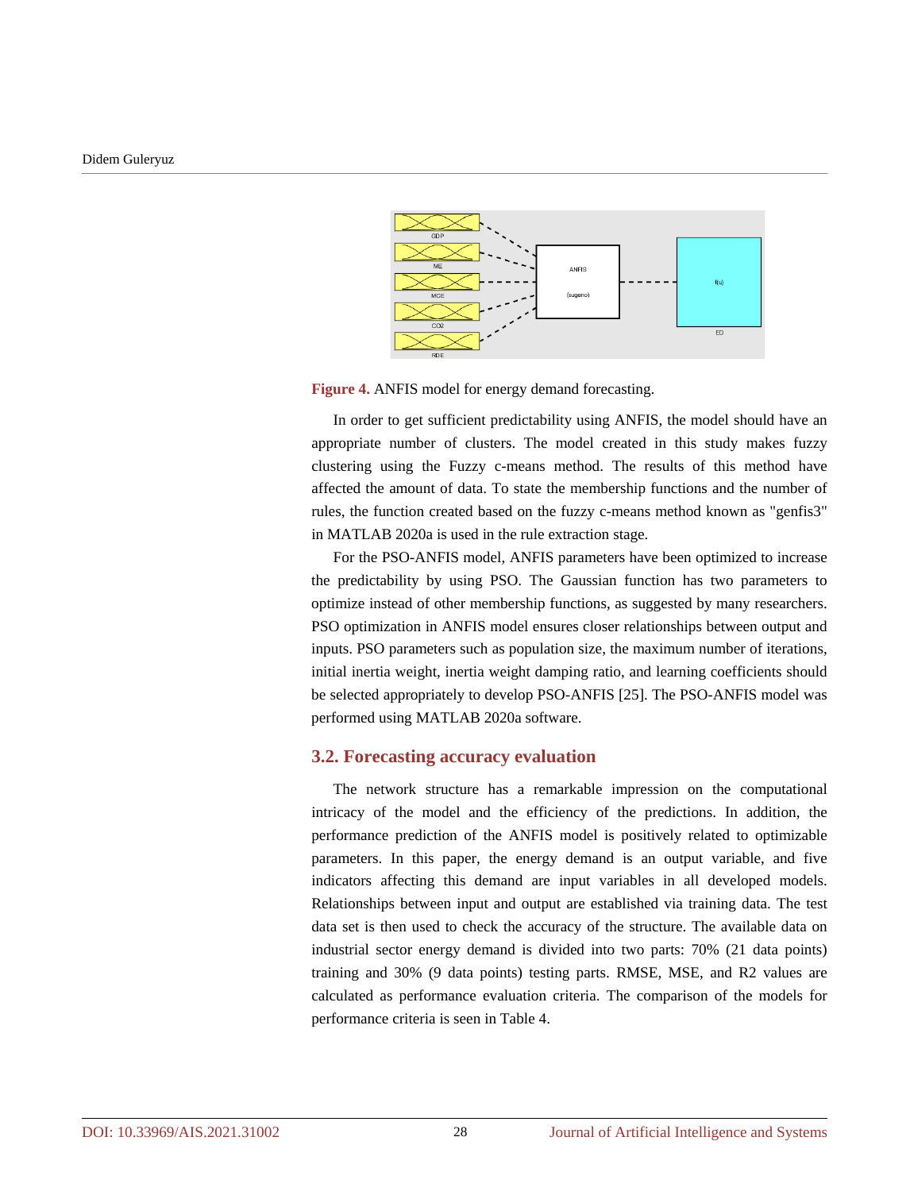GDP

ME

MCE

CO2

RDE

ANFIS

(sugeno)

f(u)

ED

**Figure 4.** ANFIS model for energy demand forecasting.

In order to get sufficient predictability using ANFIS, the model should have an appropriate number of clusters. The model created in this study makes fuzzy clustering using the Fuzzy c-means method. The results of this method have affected the amount of data. To state the membership functions and the number of rules, the function created based on the fuzzy c-means method known as "genfis3" in MATLAB 2020a is used in the rule extraction stage.

For the PSO-ANFIS model, ANFIS parameters have been optimized to increase the predictability by using PSO. The Gaussian function has two parameters to optimize instead of other membership functions, as suggested by many researchers. PSO optimization in ANFIS model ensures closer relationships between output and inputs. PSO parameters such as population size, the maximum number of iterations, initial inertia weight, inertia weight damping ratio, and learning coefficients should be selected appropriately to develop PSO-ANFIS [25]. The PSO-ANFIS model was performed using MATLAB 2020a software.

### 3.2. Forecasting accuracy evaluation

The network structure has a remarkable impression on the computational intricacy of the model and the efficiency of the predictions. In addition, the performance prediction of the ANFIS model is positively related to optimizable parameters. In this paper, the energy demand is an output variable, and five indicators affecting this demand are input variables in all developed models. Relationships between input and output are established via training data. The test data set is then used to check the accuracy of the structure. The available data on industrial sector energy demand is divided into two parts: 70% (21 data points) training and 30% (9 data points) testing parts. RMSE, MSE, and R2 values are calculated as performance evaluation criteria. The comparison of the models for performance criteria is seen in Table 4.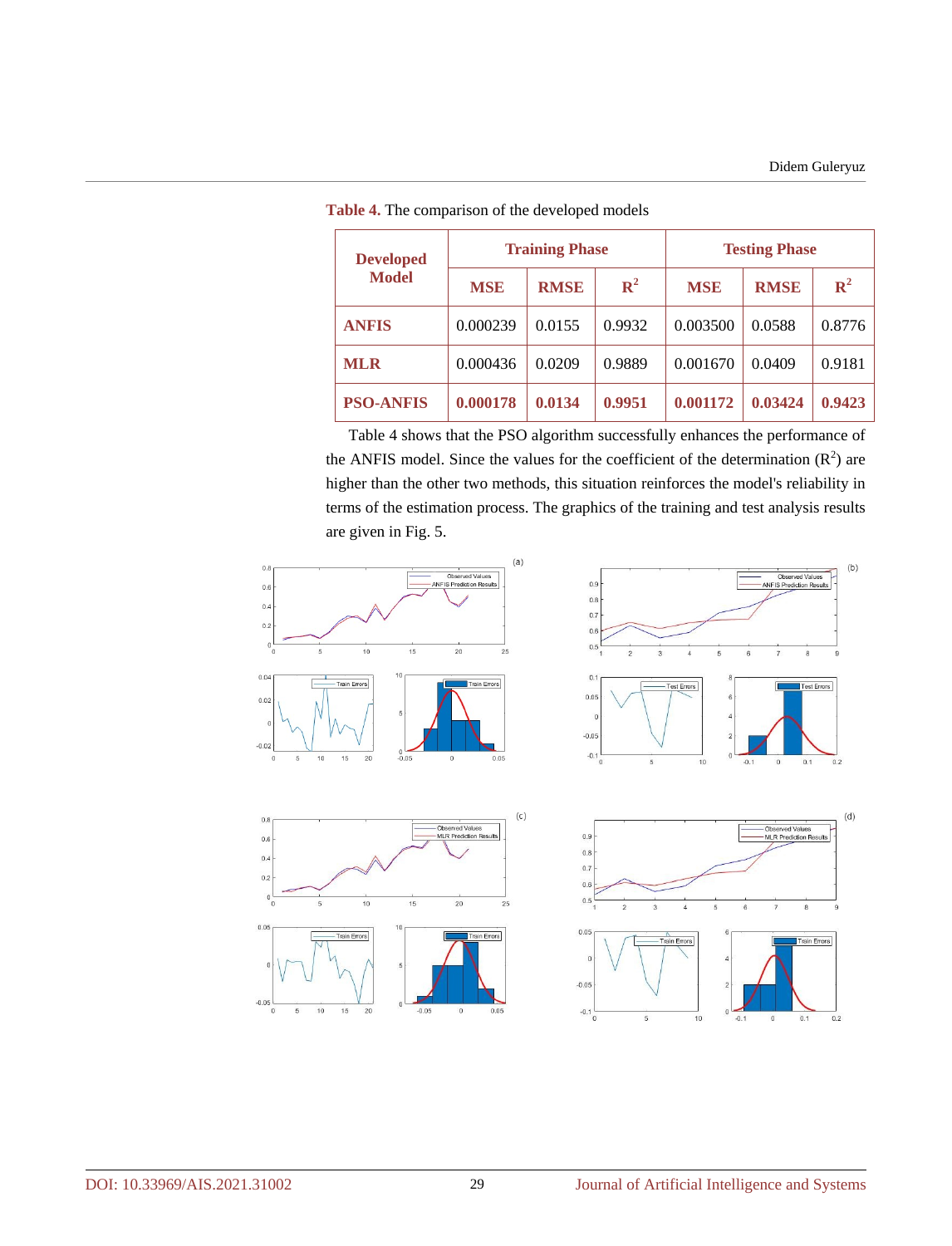**Table 4.** The comparison of the developed models

| Developed Model | Training Phase | | | Testing Phase | | |
|---|---|---|---|---|---|---|
| | MSE | RMSE | $R^2$ | MSE | RMSE | $R^2$ |
| **ANFIS** | 0.000239 | 0.0155 | 0.9932 | 0.003500 | 0.0588 | 0.8776 |
| **MLR** | 0.000436 | 0.0209 | 0.9889 | 0.001670 | 0.0409 | 0.9181 |
| **PSO-ANFIS** | **0.000178** | **0.0134** | **0.9951** | **0.001172** | **0.03424** | **0.9423** |

Table 4 shows that the PSO algorithm successfully enhances the performance of the ANFIS model. Since the values for the coefficient of the determination ($R^2$) are higher than the other two methods, this situation reinforces the model's reliability in terms of the estimation process. The graphics of the training and test analysis results are given in Fig. 5.

(a)
Observed Values
ANFIS Prediction Results
Train Errors
Train Errors

(b)
Observed Values
ANFIS Prediction Results
Test Errors
Test Errors

(c)
Observed Values
MLR Prediction Results
Train Errors
Train Errors

(d)
Observed Values
MLR Prediction Results
Train Errors
Train Errors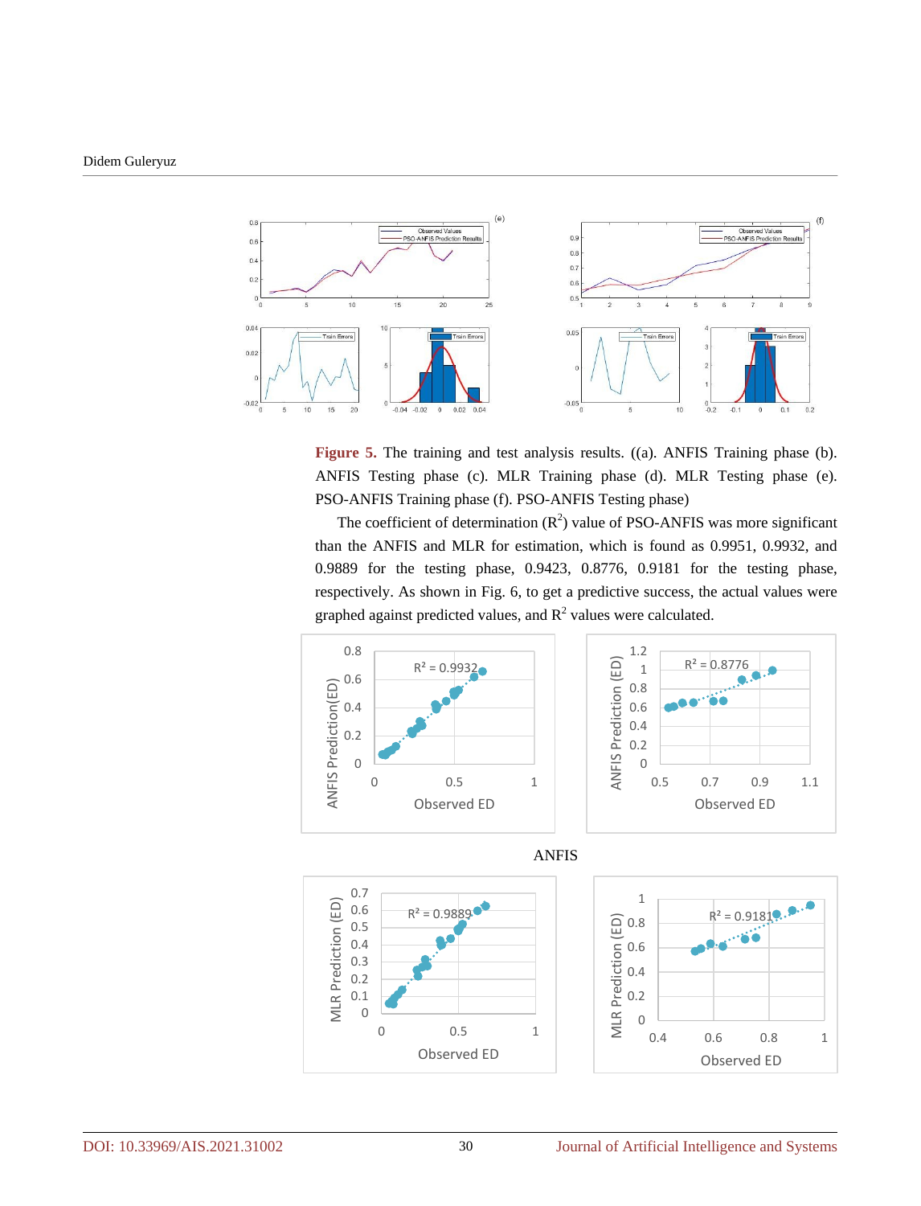(e)

Observed Values

PSO-ANFIS Prediction Results

Train Errors

(f)

Observed Values

PSO-ANFIS Prediction Results

Train Errors

**Figure 5.** The training and test analysis results. ((a). ANFIS Training phase (b). ANFIS Testing phase (c). MLR Training phase (d). MLR Testing phase (e). PSO-ANFIS Training phase (f). PSO-ANFIS Testing phase)

The coefficient of determination ($R^2$) value of PSO-ANFIS was more significant than the ANFIS and MLR for estimation, which is found as 0.9951, 0.9932, and 0.9889 for the testing phase, 0.9423, 0.8776, 0.9181 for the testing phase, respectively. As shown in Fig. 6, to get a predictive success, the actual values were graphed against predicted values, and $R^2$ values were calculated.

ANFIS Prediction(ED)

Observed ED

R² = 0.9932

ANFIS Prediction (ED)

Observed ED

R² = 0.8776

ANFIS

MLR Prediction (ED)

Observed ED

R² = 0.9889

MLR Prediction (ED)

Observed ED

R² = 0.9181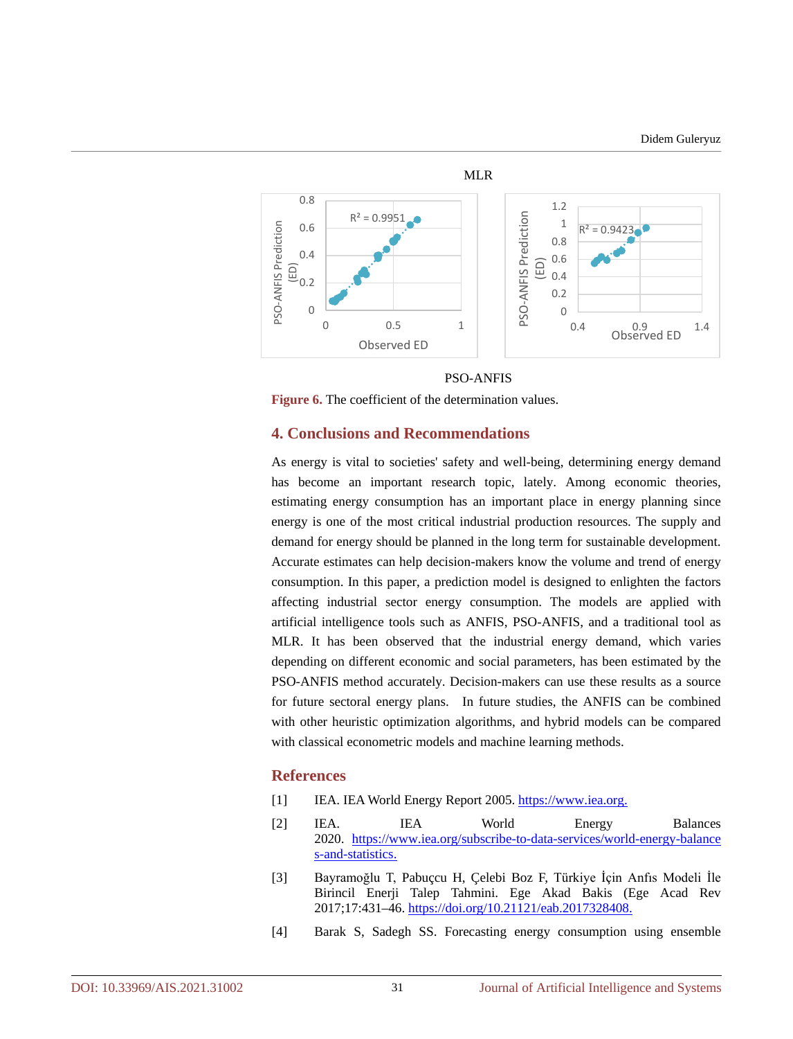MLR

0.8
0.6
0.4
0.2
0
PSO-ANFIS Prediction (ED)
$R^2 = 0.9951$
0
0.5
1
Observed ED

1.2
1
0.8
0.6
0.4
0.2
0
PSO-ANFIS Prediction (ED)
$R^2 = 0.9423$
0.4
0.9
1.4
Observed ED

PSO-ANFIS

**Figure 6.** The coefficient of the determination values.

## 4. Conclusions and Recommendations

As energy is vital to societies' safety and well-being, determining energy demand has become an important research topic, lately. Among economic theories, estimating energy consumption has an important place in energy planning since energy is one of the most critical industrial production resources. The supply and demand for energy should be planned in the long term for sustainable development. Accurate estimates can help decision-makers know the volume and trend of energy consumption. In this paper, a prediction model is designed to enlighten the factors affecting industrial sector energy consumption. The models are applied with artificial intelligence tools such as ANFIS, PSO-ANFIS, and a traditional tool as MLR. It has been observed that the industrial energy demand, which varies depending on different economic and social parameters, has been estimated by the PSO-ANFIS method accurately. Decision-makers can use these results as a source for future sectoral energy plans. In future studies, the ANFIS can be combined with other heuristic optimization algorithms, and hybrid models can be compared with classical econometric models and machine learning methods.

## References

[1] IEA. IEA World Energy Report 2005. https://www.iea.org.

[2] IEA. IEA World Energy Balances 2020. https://www.iea.org/subscribe-to-data-services/world-energy-balances-and-statistics.

[3] Bayramoğlu T, Pabuçcu H, Çelebi Boz F, Türkiye İçin Anfıs Modeli İle Birincil Enerji Talep Tahmini. Ege Akad Bakis (Ege Acad Rev 2017;17:431–46. https://doi.org/10.21121/eab.2017328408.

[4] Barak S, Sadegh SS. Forecasting energy consumption using ensemble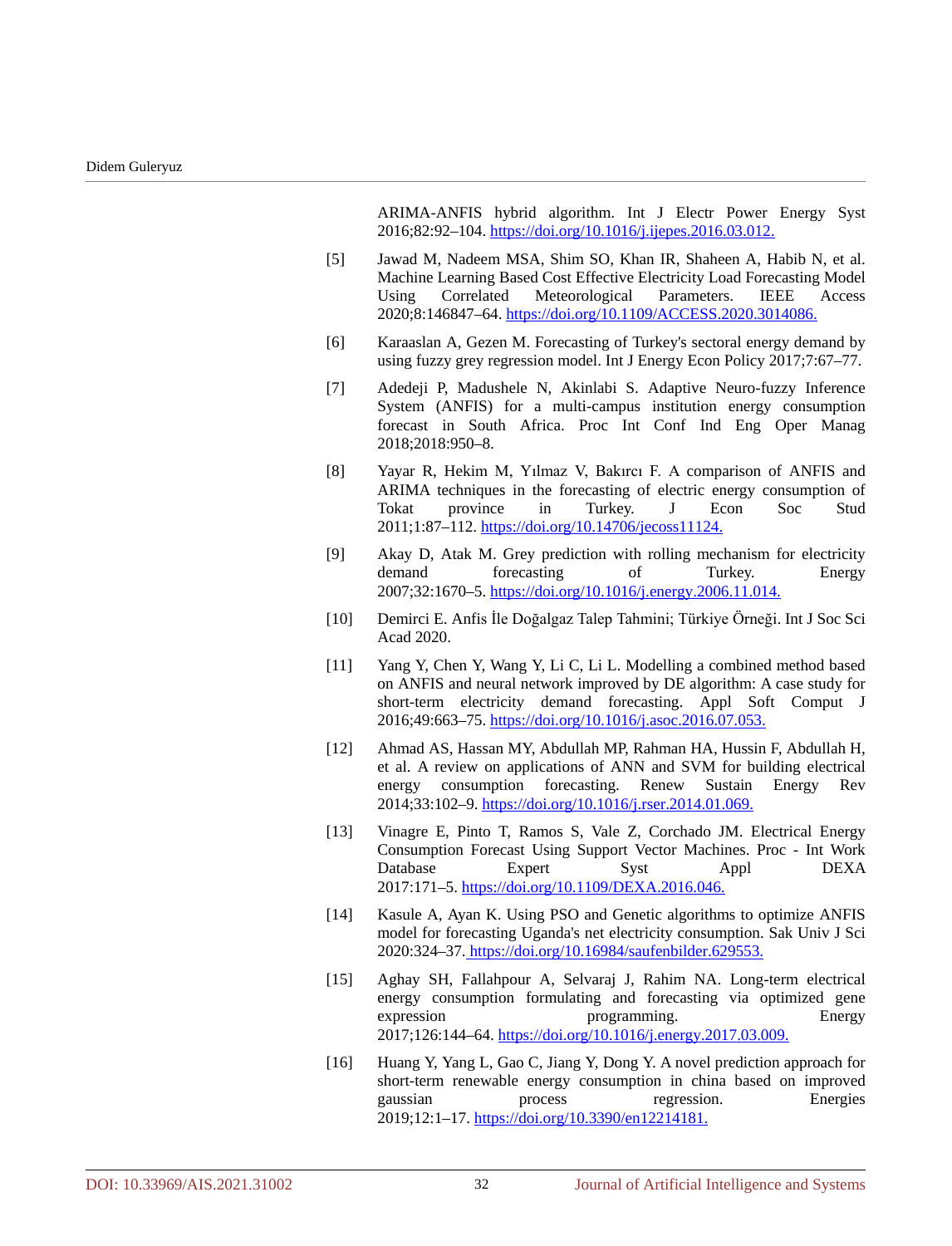ARIMA-ANFIS hybrid algorithm. Int J Electr Power Energy Syst 2016;82:92–104. https://doi.org/10.1016/j.ijepes.2016.03.012.

[5] Jawad M, Nadeem MSA, Shim SO, Khan IR, Shaheen A, Habib N, et al. Machine Learning Based Cost Effective Electricity Load Forecasting Model Using Correlated Meteorological Parameters. IEEE Access 2020;8:146847–64. https://doi.org/10.1109/ACCESS.2020.3014086.

[6] Karaaslan A, Gezen M. Forecasting of Turkey's sectoral energy demand by using fuzzy grey regression model. Int J Energy Econ Policy 2017;7:67–77.

[7] Adedeji P, Madushele N, Akinlabi S. Adaptive Neuro-fuzzy Inference System (ANFIS) for a multi-campus institution energy consumption forecast in South Africa. Proc Int Conf Ind Eng Oper Manag 2018;2018:950–8.

[8] Yayar R, Hekim M, Yılmaz V, Bakırcı F. A comparison of ANFIS and ARIMA techniques in the forecasting of electric energy consumption of Tokat province in Turkey. J Econ Soc Stud 2011;1:87–112. https://doi.org/10.14706/jecoss11124.

[9] Akay D, Atak M. Grey prediction with rolling mechanism for electricity demand forecasting of Turkey. Energy 2007;32:1670–5. https://doi.org/10.1016/j.energy.2006.11.014.

[10] Demirci E. Anfis İle Doğalgaz Talep Tahmini; Türkiye Örneği. Int J Soc Sci Acad 2020.

[11] Yang Y, Chen Y, Wang Y, Li C, Li L. Modelling a combined method based on ANFIS and neural network improved by DE algorithm: A case study for short-term electricity demand forecasting. Appl Soft Comput J 2016;49:663–75. https://doi.org/10.1016/j.asoc.2016.07.053.

[12] Ahmad AS, Hassan MY, Abdullah MP, Rahman HA, Hussin F, Abdullah H, et al. A review on applications of ANN and SVM for building electrical energy consumption forecasting. Renew Sustain Energy Rev 2014;33:102–9. https://doi.org/10.1016/j.rser.2014.01.069.

[13] Vinagre E, Pinto T, Ramos S, Vale Z, Corchado JM. Electrical Energy Consumption Forecast Using Support Vector Machines. Proc - Int Work Database Expert Syst Appl DEXA 2017:171–5. https://doi.org/10.1109/DEXA.2016.046.

[14] Kasule A, Ayan K. Using PSO and Genetic algorithms to optimize ANFIS model for forecasting Uganda's net electricity consumption. Sak Univ J Sci 2020:324–37. https://doi.org/10.16984/saufenbilder.629553.

[15] Aghay SH, Fallahpour A, Selvaraj J, Rahim NA. Long-term electrical energy consumption formulating and forecasting via optimized gene expression programming. Energy 2017;126:144–64. https://doi.org/10.1016/j.energy.2017.03.009.

[16] Huang Y, Yang L, Gao C, Jiang Y, Dong Y. A novel prediction approach for short-term renewable energy consumption in china based on improved gaussian process regression. Energies 2019;12:1–17. https://doi.org/10.3390/en12214181.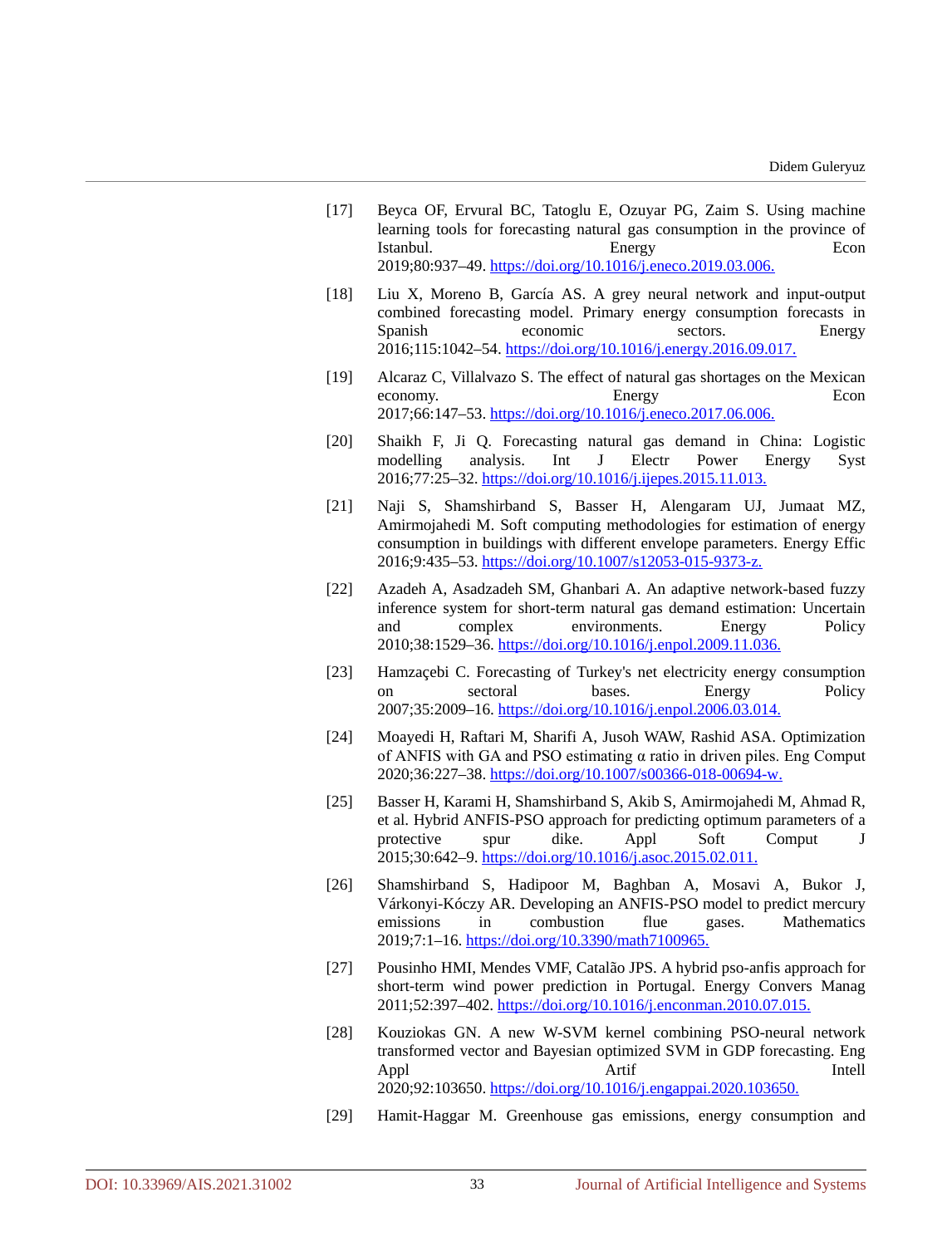[17] Beyca OF, Ervural BC, Tatoglu E, Ozuyar PG, Zaim S. Using machine learning tools for forecasting natural gas consumption in the province of Istanbul. Energy Econ 2019;80:937–49. https://doi.org/10.1016/j.eneco.2019.03.006.

[18] Liu X, Moreno B, García AS. A grey neural network and input-output combined forecasting model. Primary energy consumption forecasts in Spanish economic sectors. Energy 2016;115:1042–54. https://doi.org/10.1016/j.energy.2016.09.017.

[19] Alcaraz C, Villalvazo S. The effect of natural gas shortages on the Mexican economy. Energy Econ 2017;66:147–53. https://doi.org/10.1016/j.eneco.2017.06.006.

[20] Shaikh F, Ji Q. Forecasting natural gas demand in China: Logistic modelling analysis. Int J Electr Power Energy Syst 2016;77:25–32. https://doi.org/10.1016/j.ijepes.2015.11.013.

[21] Naji S, Shamshirband S, Basser H, Alengaram UJ, Jumaat MZ, Amirmojahedi M. Soft computing methodologies for estimation of energy consumption in buildings with different envelope parameters. Energy Effic 2016;9:435–53. https://doi.org/10.1007/s12053-015-9373-z.

[22] Azadeh A, Asadzadeh SM, Ghanbari A. An adaptive network-based fuzzy inference system for short-term natural gas demand estimation: Uncertain and complex environments. Energy Policy 2010;38:1529–36. https://doi.org/10.1016/j.enpol.2009.11.036.

[23] Hamzaçebi C. Forecasting of Turkey's net electricity energy consumption on sectoral bases. Energy Policy 2007;35:2009–16. https://doi.org/10.1016/j.enpol.2006.03.014.

[24] Moayedi H, Raftari M, Sharifi A, Jusoh WAW, Rashid ASA. Optimization of ANFIS with GA and PSO estimating α ratio in driven piles. Eng Comput 2020;36:227–38. https://doi.org/10.1007/s00366-018-00694-w.

[25] Basser H, Karami H, Shamshirband S, Akib S, Amirmojahedi M, Ahmad R, et al. Hybrid ANFIS-PSO approach for predicting optimum parameters of a protective spur dike. Appl Soft Comput J 2015;30:642–9. https://doi.org/10.1016/j.asoc.2015.02.011.

[26] Shamshirband S, Hadipoor M, Baghban A, Mosavi A, Bukor J, Várkonyi-Kóczy AR. Developing an ANFIS-PSO model to predict mercury emissions in combustion flue gases. Mathematics 2019;7:1–16. https://doi.org/10.3390/math7100965.

[27] Pousinho HMI, Mendes VMF, Catalão JPS. A hybrid pso-anfis approach for short-term wind power prediction in Portugal. Energy Convers Manag 2011;52:397–402. https://doi.org/10.1016/j.enconman.2010.07.015.

[28] Kouziokas GN. A new W-SVM kernel combining PSO-neural network transformed vector and Bayesian optimized SVM in GDP forecasting. Eng Appl Artif Intell 2020;92:103650. https://doi.org/10.1016/j.engappai.2020.103650.

[29] Hamit-Haggar M. Greenhouse gas emissions, energy consumption and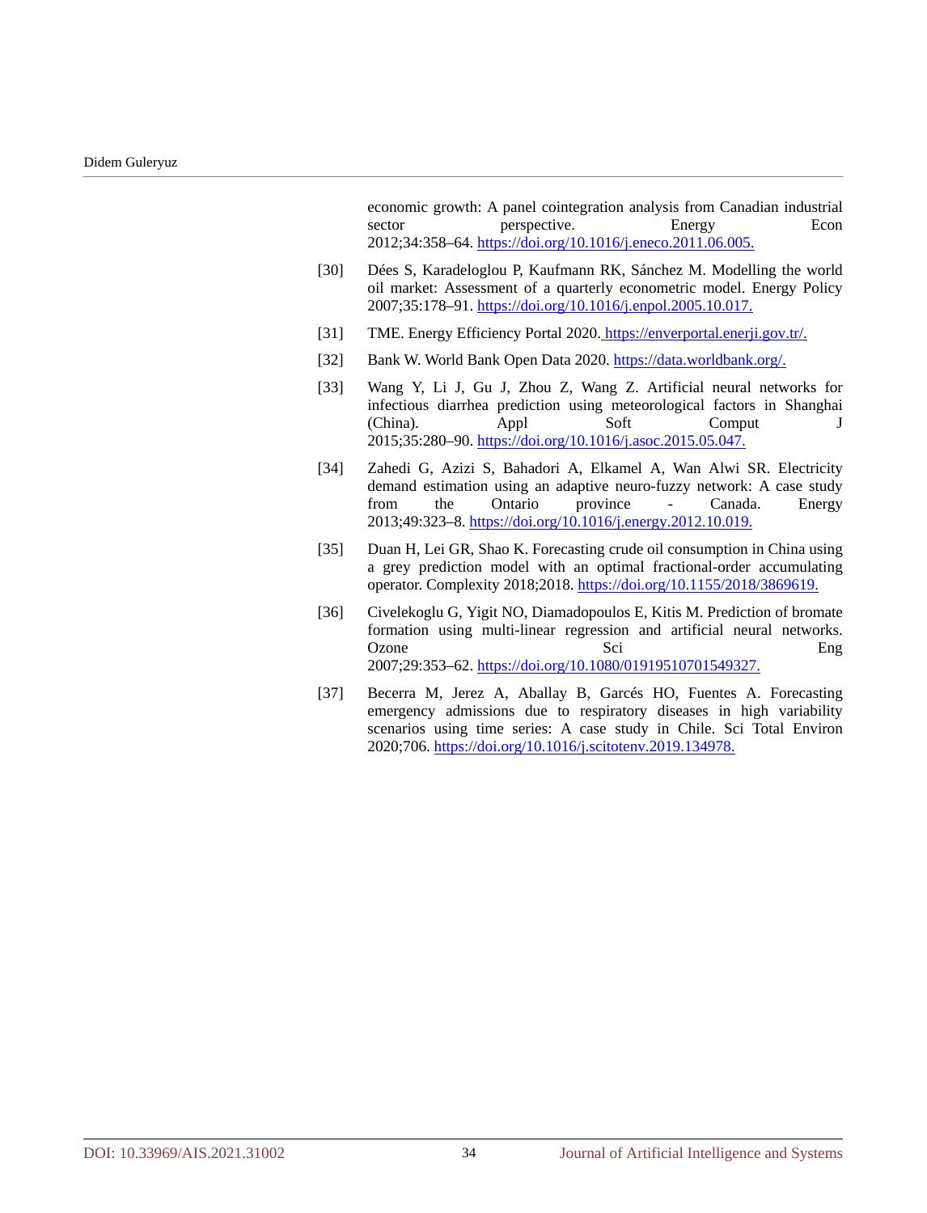economic growth: A panel cointegration analysis from Canadian industrial sector perspective. Energy Econ 2012;34:358–64. https://doi.org/10.1016/j.eneco.2011.06.005.

[30] Dées S, Karadeloglou P, Kaufmann RK, Sánchez M. Modelling the world oil market: Assessment of a quarterly econometric model. Energy Policy 2007;35:178–91. https://doi.org/10.1016/j.enpol.2005.10.017.

[31] TME. Energy Efficiency Portal 2020. https://enverportal.enerji.gov.tr/.

[32] Bank W. World Bank Open Data 2020. https://data.worldbank.org/.

[33] Wang Y, Li J, Gu J, Zhou Z, Wang Z. Artificial neural networks for infectious diarrhea prediction using meteorological factors in Shanghai (China). Appl Soft Comput J 2015;35:280–90. https://doi.org/10.1016/j.asoc.2015.05.047.

[34] Zahedi G, Azizi S, Bahadori A, Elkamel A, Wan Alwi SR. Electricity demand estimation using an adaptive neuro-fuzzy network: A case study from the Ontario province - Canada. Energy 2013;49:323–8. https://doi.org/10.1016/j.energy.2012.10.019.

[35] Duan H, Lei GR, Shao K. Forecasting crude oil consumption in China using a grey prediction model with an optimal fractional-order accumulating operator. Complexity 2018;2018. https://doi.org/10.1155/2018/3869619.

[36] Civelekoglu G, Yigit NO, Diamadopoulos E, Kitis M. Prediction of bromate formation using multi-linear regression and artificial neural networks. Ozone Sci Eng 2007;29:353–62. https://doi.org/10.1080/01919510701549327.

[37] Becerra M, Jerez A, Aballay B, Garcés HO, Fuentes A. Forecasting emergency admissions due to respiratory diseases in high variability scenarios using time series: A case study in Chile. Sci Total Environ 2020;706. https://doi.org/10.1016/j.scitotenv.2019.134978.